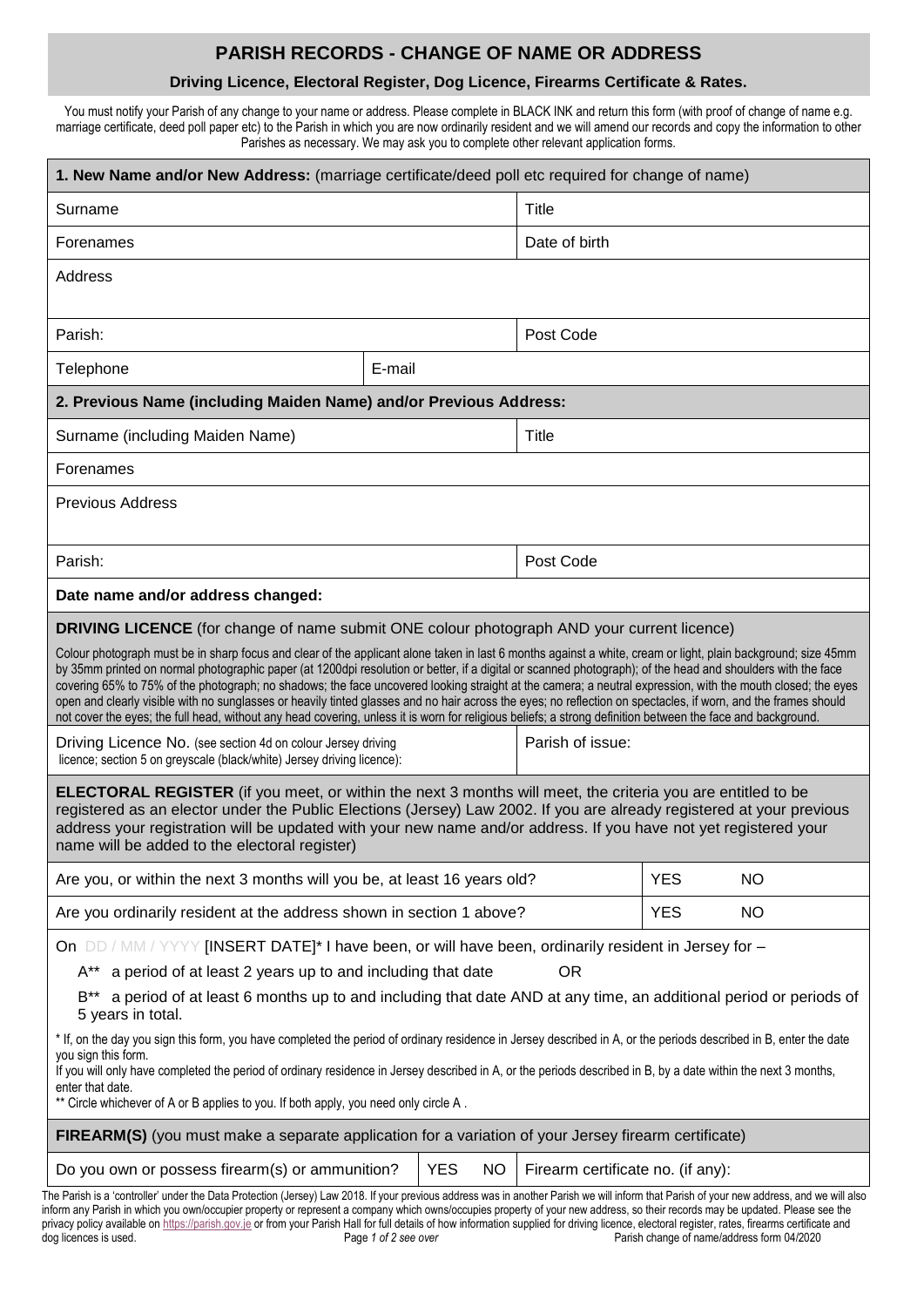# PARISH RECORDS - CHANGE OF NAME OR ADDRESS

**Driving Licence, Electoral Register, Dog Licence, Firearms Certificate & Rates.**

You must notify your Parish of any change to your name or address. Please complete in BLACK INK and return this form (with proof of change of name e.g. marriage certificate, deed poll paper etc) to the Parish in which you are now ordinarily resident and we will amend our records and copy the information to other Parishes as necessary. We may ask you to complete other relevant application forms.

**1. New Name and/or New Address:** (marriage certificate/deed poll etc required for change of name)

| | | |
|---|---|---|
| Surname | | Title |
| Forenames | | Date of birth |
| Address | | |
| Parish: | | Post Code |
| Telephone | E-mail | |

**2. Previous Name (including Maiden Name) and/or Previous Address:**

| | |
|---|---|
| Surname (including Maiden Name) | Title |
| Forenames | |
| Previous Address | |
| Parish: | Post Code |

**Date name and/or address changed:**

**DRIVING LICENCE** (for change of name submit ONE colour photograph AND your current licence)

Colour photograph must be in sharp focus and clear of the applicant alone taken in last 6 months against a white, cream or light, plain background; size 45mm by 35mm printed on normal photographic paper (at 1200dpi resolution or better, if a digital or scanned photograph); of the head and shoulders with the face covering 65% to 75% of the photograph; no shadows; the face uncovered looking straight at the camera; a neutral expression, with the mouth closed; the eyes open and clearly visible with no sunglasses or heavily tinted glasses and no hair across the eyes; no reflection on spectacles, if worn, and the frames should not cover the eyes; the full head, without any head covering, unless it is worn for religious beliefs; a strong definition between the face and background.

| | |
|---|---|
| Driving Licence No. (see section 4d on colour Jersey driving licence; section 5 on greyscale (black/white) Jersey driving licence): | Parish of issue: |

**ELECTORAL REGISTER** (if you meet, or within the next 3 months will meet, the criteria you are entitled to be registered as an elector under the Public Elections (Jersey) Law 2002. If you are already registered at your previous address your registration will be updated with your new name and/or address. If you have not yet registered your name will be added to the electoral register)

| | | |
|---|---|---|
| Are you, or within the next 3 months will you be, at least 16 years old? | YES | NO |
| Are you ordinarily resident at the address shown in section 1 above? | YES | NO |

On DD / MM / YYYY [INSERT DATE]* I have been, or will have been, ordinarily resident in Jersey for –

A** a period of at least 2 years up to and including that date OR

B** a period of at least 6 months up to and including that date AND at any time, an additional period or periods of 5 years in total.

* If, on the day you sign this form, you have completed the period of ordinary residence in Jersey described in A, or the periods described in B, enter the date you sign this form.
If you will only have completed the period of ordinary residence in Jersey described in A, or the periods described in B, by a date within the next 3 months, enter that date.
** Circle whichever of A or B applies to you. If both apply, you need only circle A .

**FIREARM(S)** (you must make a separate application for a variation of your Jersey firearm certificate)

| | | | |
|---|---|---|---|
| Do you own or possess firearm(s) or ammunition? | YES | NO | Firearm certificate no. (if any): |

The Parish is a 'controller' under the Data Protection (Jersey) Law 2018. If your previous address was in another Parish we will inform that Parish of your new address, and we will also inform any Parish in which you own/occupier property or represent a company which owns/occupies property of your new address, so their records may be updated. Please see the privacy policy available on https://parish.gov.je or from your Parish Hall for full details of how information supplied for driving licence, electoral register, rates, firearms certificate and dog licences is used.

Page 1 of 2 see over — Parish change of name/address form 04/2020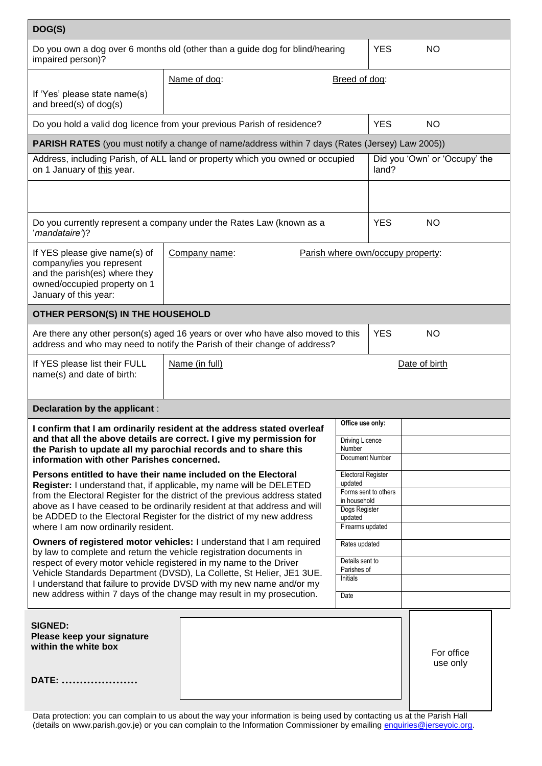## DOG(S)

| | | |
|---|---|---|
| Do you own a dog over 6 months old (other than a guide dog for blind/hearing impaired person)? | | YES NO |
| If 'Yes' please state name(s) and breed(s) of dog(s) | Name of dog: | Breed of dog: |
| Do you hold a valid dog licence from your previous Parish of residence? | | YES NO |

## PARISH RATES (you must notify a change of name/address within 7 days (Rates (Jersey) Law 2005))

| | | |
|---|---|---|
| Address, including Parish, of ALL land or property which you owned or occupied on 1 January of this year. | | Did you 'Own' or 'Occupy' the land? |
| | | |
| Do you currently represent a company under the Rates Law (known as a '*mandataire*')? | | YES NO |
| If YES please give name(s) of company/ies you represent and the parish(es) where they owned/occupied property on 1 January of this year: | Company name: | Parish where own/occupy property: |

## OTHER PERSON(S) IN THE HOUSEHOLD

| | | |
|---|---|---|
| Are there any other person(s) aged 16 years or over who have also moved to this address and who may need to notify the Parish of their change of address? | | YES NO |
| If YES please list their FULL name(s) and date of birth: | Name (in full) | Date of birth |

## Declaration by the applicant :

**I confirm that I am ordinarily resident at the address stated overleaf and that all the above details are correct. I give my permission for the Parish to update all my parochial records and to share this information with other Parishes concerned.**

**Persons entitled to have their name included on the Electoral Register:** I understand that, if applicable, my name will be DELETED from the Electoral Register for the district of the previous address stated above as I have ceased to be ordinarily resident at that address and will be ADDED to the Electoral Register for the district of my new address where I am now ordinarily resident.

**Owners of registered motor vehicles:** I understand that I am required by law to complete and return the vehicle registration documents in respect of every motor vehicle registered in my name to the Driver Vehicle Standards Department (DVSD), La Collette, St Helier, JE1 3UE. I understand that failure to provide DVSD with my new name and/or my new address within 7 days of the change may result in my prosecution.

| Office use only: | |
|---|---|
| Driving Licence Number | |
| Document Number | |
| Electoral Register updated | |
| Forms sent to others in household | |
| Dogs Register updated | |
| Firearms updated | |
| Rates updated | |
| Details sent to Parishes of | |
| Initials | |
| Date | |

**SIGNED:**
**Please keep your signature within the white box**

**DATE: …………………**

For office use only

Data protection: you can complain to us about the way your information is being used by contacting us at the Parish Hall (details on www.parish.gov.je) or you can complain to the Information Commissioner by emailing enquiries@jerseyoic.org.